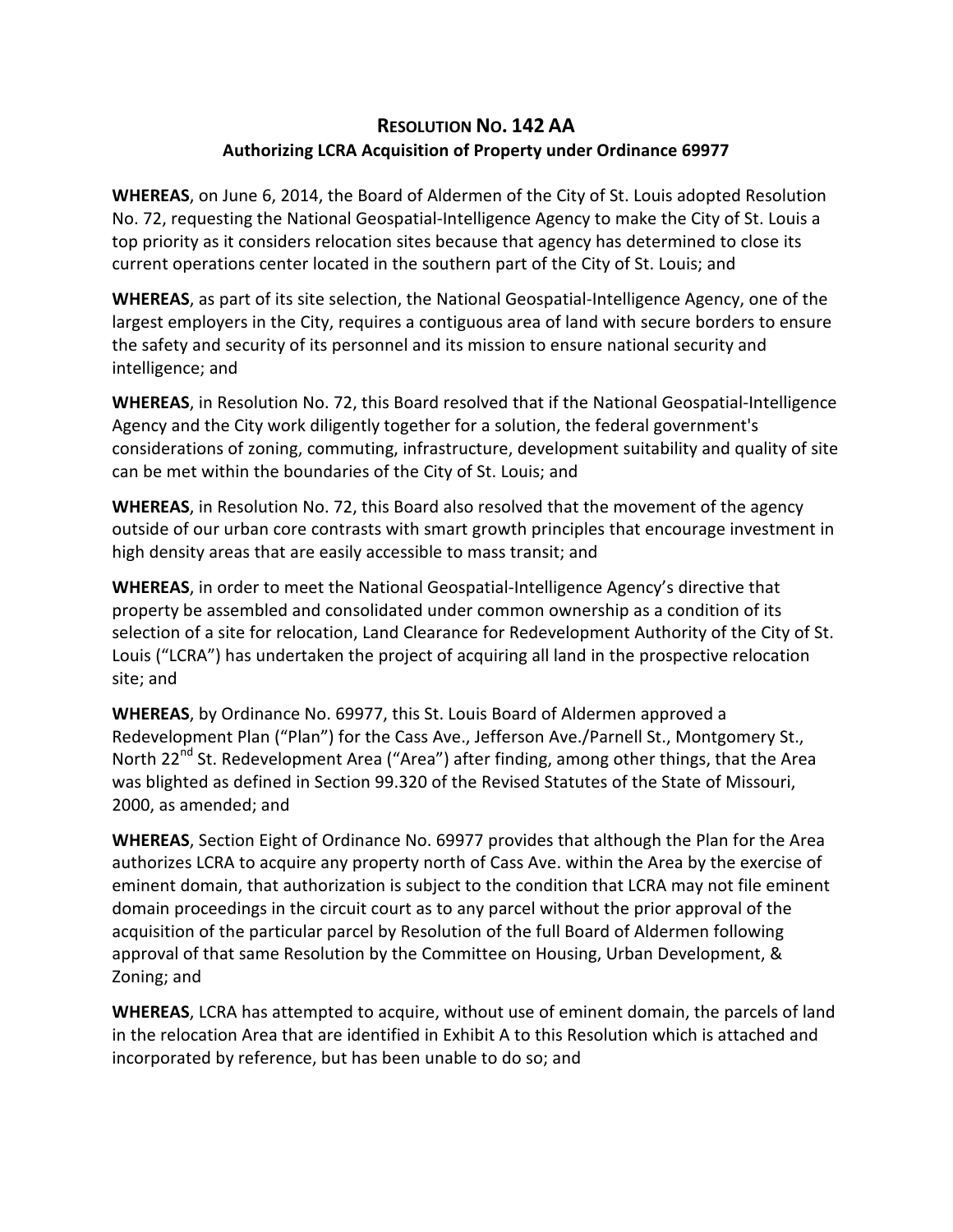# Resolution No. 142 AA

## Authorizing LCRA Acquisition of Property under Ordinance 69977

**WHEREAS**, on June 6, 2014, the Board of Aldermen of the City of St. Louis adopted Resolution No. 72, requesting the National Geospatial-Intelligence Agency to make the City of St. Louis a top priority as it considers relocation sites because that agency has determined to close its current operations center located in the southern part of the City of St. Louis; and

**WHEREAS**, as part of its site selection, the National Geospatial-Intelligence Agency, one of the largest employers in the City, requires a contiguous area of land with secure borders to ensure the safety and security of its personnel and its mission to ensure national security and intelligence; and

**WHEREAS**, in Resolution No. 72, this Board resolved that if the National Geospatial-Intelligence Agency and the City work diligently together for a solution, the federal government's considerations of zoning, commuting, infrastructure, development suitability and quality of site can be met within the boundaries of the City of St. Louis; and

**WHEREAS**, in Resolution No. 72, this Board also resolved that the movement of the agency outside of our urban core contrasts with smart growth principles that encourage investment in high density areas that are easily accessible to mass transit; and

**WHEREAS**, in order to meet the National Geospatial-Intelligence Agency's directive that property be assembled and consolidated under common ownership as a condition of its selection of a site for relocation, Land Clearance for Redevelopment Authority of the City of St. Louis ("LCRA") has undertaken the project of acquiring all land in the prospective relocation site; and

**WHEREAS**, by Ordinance No. 69977, this St. Louis Board of Aldermen approved a Redevelopment Plan ("Plan") for the Cass Ave., Jefferson Ave./Parnell St., Montgomery St., North 22nd St. Redevelopment Area ("Area") after finding, among other things, that the Area was blighted as defined in Section 99.320 of the Revised Statutes of the State of Missouri, 2000, as amended; and

**WHEREAS**, Section Eight of Ordinance No. 69977 provides that although the Plan for the Area authorizes LCRA to acquire any property north of Cass Ave. within the Area by the exercise of eminent domain, that authorization is subject to the condition that LCRA may not file eminent domain proceedings in the circuit court as to any parcel without the prior approval of the acquisition of the particular parcel by Resolution of the full Board of Aldermen following approval of that same Resolution by the Committee on Housing, Urban Development, & Zoning; and

**WHEREAS**, LCRA has attempted to acquire, without use of eminent domain, the parcels of land in the relocation Area that are identified in Exhibit A to this Resolution which is attached and incorporated by reference, but has been unable to do so; and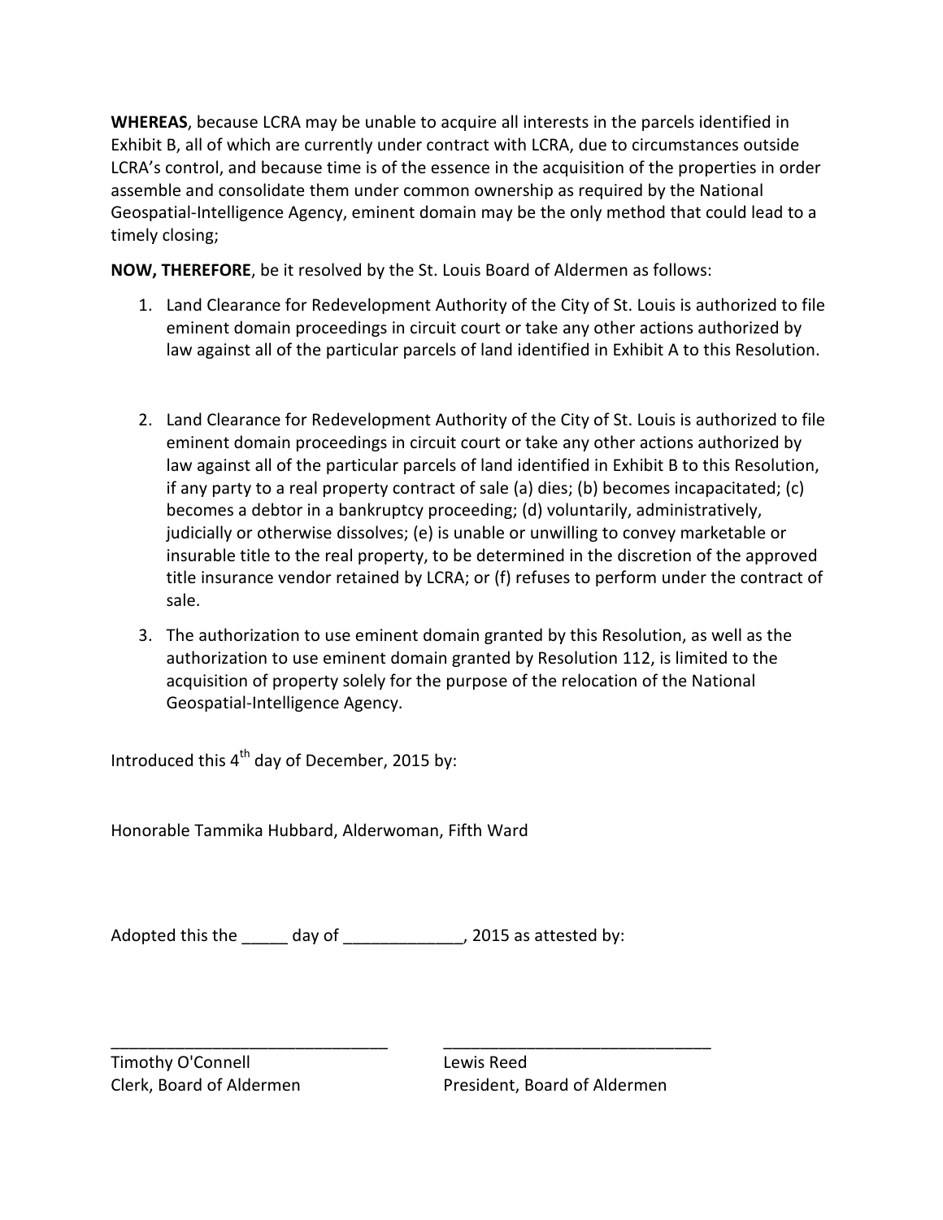**WHEREAS**, because LCRA may be unable to acquire all interests in the parcels identified in Exhibit B, all of which are currently under contract with LCRA, due to circumstances outside LCRA's control, and because time is of the essence in the acquisition of the properties in order assemble and consolidate them under common ownership as required by the National Geospatial-Intelligence Agency, eminent domain may be the only method that could lead to a timely closing;

**NOW, THEREFORE**, be it resolved by the St. Louis Board of Aldermen as follows:

1. Land Clearance for Redevelopment Authority of the City of St. Louis is authorized to file eminent domain proceedings in circuit court or take any other actions authorized by law against all of the particular parcels of land identified in Exhibit A to this Resolution.

2. Land Clearance for Redevelopment Authority of the City of St. Louis is authorized to file eminent domain proceedings in circuit court or take any other actions authorized by law against all of the particular parcels of land identified in Exhibit B to this Resolution, if any party to a real property contract of sale (a) dies; (b) becomes incapacitated; (c) becomes a debtor in a bankruptcy proceeding; (d) voluntarily, administratively, judicially or otherwise dissolves; (e) is unable or unwilling to convey marketable or insurable title to the real property, to be determined in the discretion of the approved title insurance vendor retained by LCRA; or (f) refuses to perform under the contract of sale.

3. The authorization to use eminent domain granted by this Resolution, as well as the authorization to use eminent domain granted by Resolution 112, is limited to the acquisition of property solely for the purpose of the relocation of the National Geospatial-Intelligence Agency.

Introduced this 4th day of December, 2015 by:

Honorable Tammika Hubbard, Alderwoman, Fifth Ward

Adopted this the _____ day of _____________, 2015 as attested by:

_______________________________

Timothy O'Connell
Clerk, Board of Aldermen

_______________________________

Lewis Reed
President, Board of Aldermen